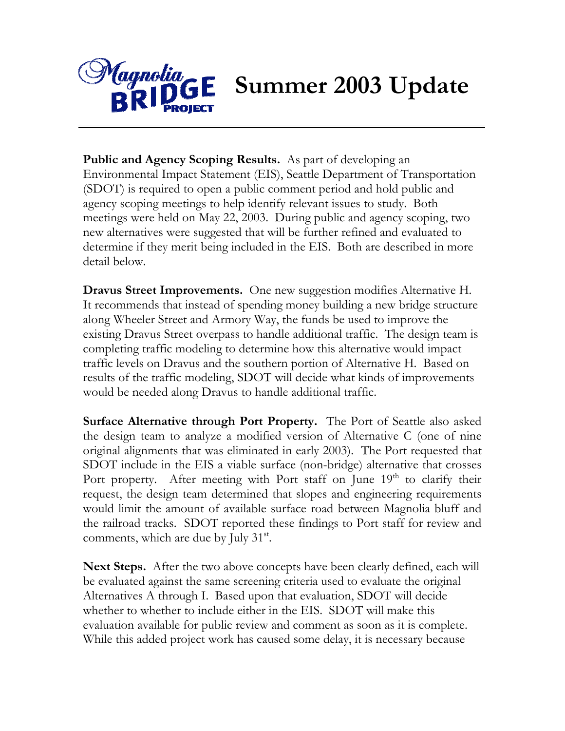# Magnolia Bridge Project Summer 2003 Update

**Public and Agency Scoping Results.** As part of developing an Environmental Impact Statement (EIS), Seattle Department of Transportation (SDOT) is required to open a public comment period and hold public and agency scoping meetings to help identify relevant issues to study. Both meetings were held on May 22, 2003. During public and agency scoping, two new alternatives were suggested that will be further refined and evaluated to determine if they merit being included in the EIS. Both are described in more detail below.

**Dravus Street Improvements.** One new suggestion modifies Alternative H. It recommends that instead of spending money building a new bridge structure along Wheeler Street and Armory Way, the funds be used to improve the existing Dravus Street overpass to handle additional traffic. The design team is completing traffic modeling to determine how this alternative would impact traffic levels on Dravus and the southern portion of Alternative H. Based on results of the traffic modeling, SDOT will decide what kinds of improvements would be needed along Dravus to handle additional traffic.

**Surface Alternative through Port Property.** The Port of Seattle also asked the design team to analyze a modified version of Alternative C (one of nine original alignments that was eliminated in early 2003). The Port requested that SDOT include in the EIS a viable surface (non-bridge) alternative that crosses Port property. After meeting with Port staff on June 19th to clarify their request, the design team determined that slopes and engineering requirements would limit the amount of available surface road between Magnolia bluff and the railroad tracks. SDOT reported these findings to Port staff for review and comments, which are due by July 31st.

**Next Steps.** After the two above concepts have been clearly defined, each will be evaluated against the same screening criteria used to evaluate the original Alternatives A through I. Based upon that evaluation, SDOT will decide whether to whether to include either in the EIS. SDOT will make this evaluation available for public review and comment as soon as it is complete. While this added project work has caused some delay, it is necessary because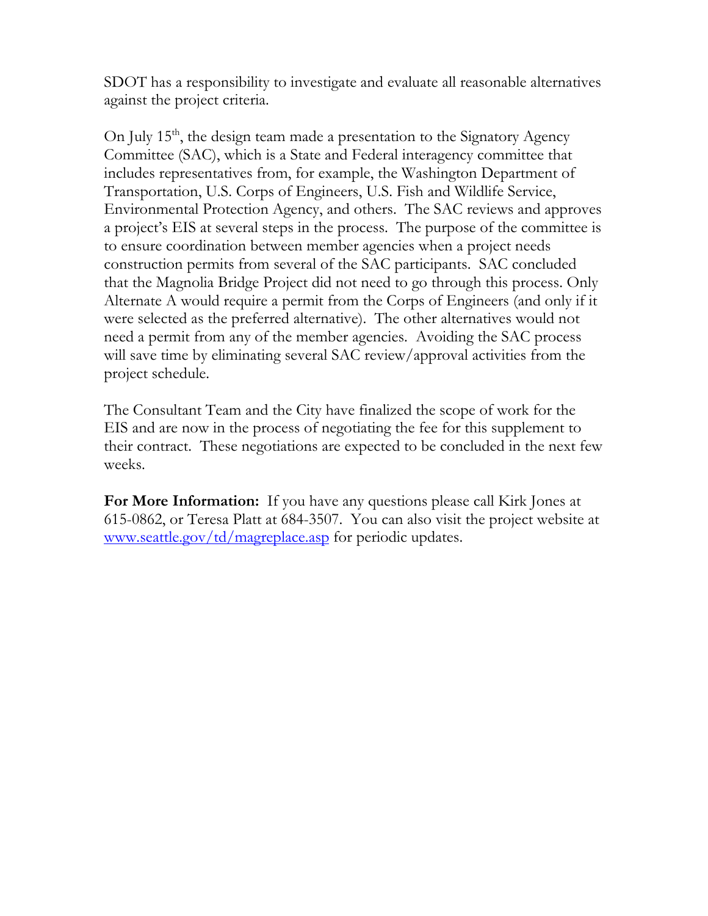SDOT has a responsibility to investigate and evaluate all reasonable alternatives against the project criteria.

On July 15th, the design team made a presentation to the Signatory Agency Committee (SAC), which is a State and Federal interagency committee that includes representatives from, for example, the Washington Department of Transportation, U.S. Corps of Engineers, U.S. Fish and Wildlife Service, Environmental Protection Agency, and others. The SAC reviews and approves a project's EIS at several steps in the process. The purpose of the committee is to ensure coordination between member agencies when a project needs construction permits from several of the SAC participants. SAC concluded that the Magnolia Bridge Project did not need to go through this process. Only Alternate A would require a permit from the Corps of Engineers (and only if it were selected as the preferred alternative). The other alternatives would not need a permit from any of the member agencies. Avoiding the SAC process will save time by eliminating several SAC review/approval activities from the project schedule.

The Consultant Team and the City have finalized the scope of work for the EIS and are now in the process of negotiating the fee for this supplement to their contract. These negotiations are expected to be concluded in the next few weeks.

**For More Information:** If you have any questions please call Kirk Jones at 615-0862, or Teresa Platt at 684-3507. You can also visit the project website at www.seattle.gov/td/magreplace.asp for periodic updates.